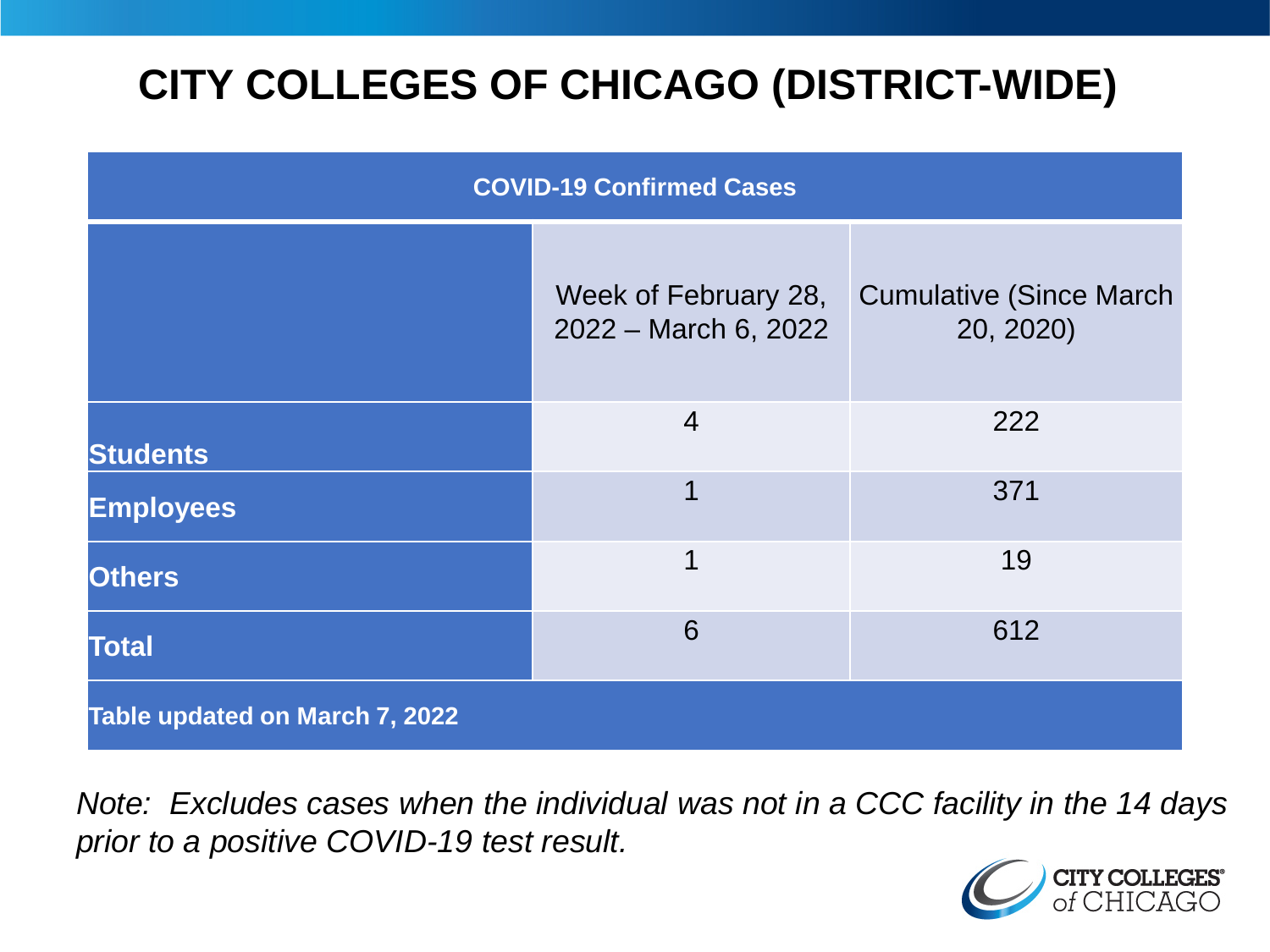# CITY COLLEGES OF CHICAGO (DISTRICT-WIDE)

| COVID-19 Confirmed Cases | | |
|---|---|---|
| | Week of February 28, 2022 – March 6, 2022 | Cumulative (Since March 20, 2020) |
| **Students** | 4 | 222 |
| **Employees** | 1 | 371 |
| **Others** | 1 | 19 |
| **Total** | 6 | 612 |
| **Table updated on March 7, 2022** | | |

*Note: Excludes cases when the individual was not in a CCC facility in the 14 days prior to a positive COVID-19 test result.*

CITY COLLEGES of CHICAGO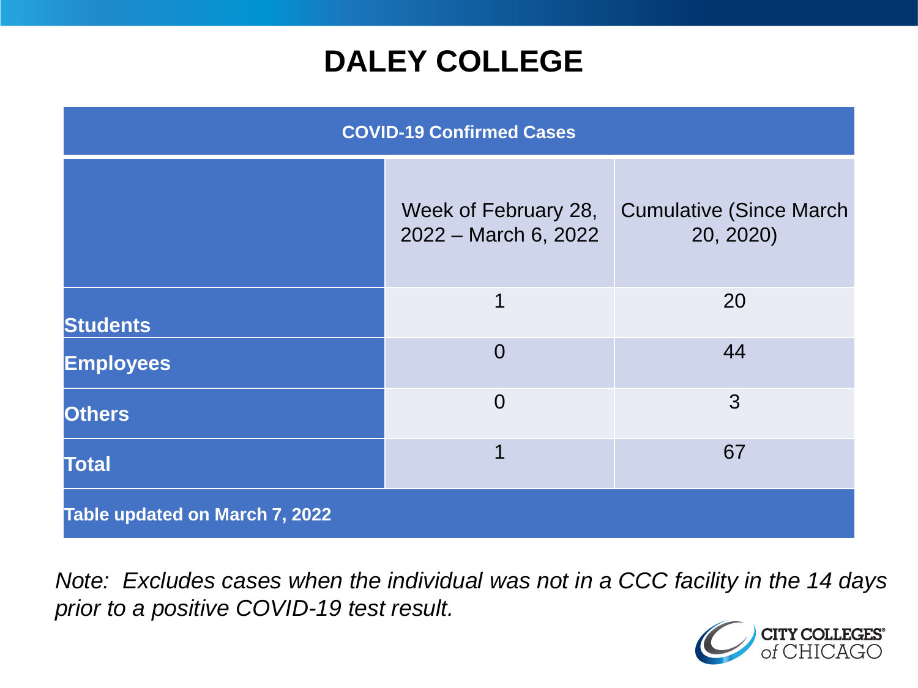# DALEY COLLEGE

| COVID-19 Confirmed Cases | | |
|---|---|---|
| | Week of February 28, 2022 – March 6, 2022 | Cumulative (Since March 20, 2020) |
| **Students** | 1 | 20 |
| **Employees** | 0 | 44 |
| **Others** | 0 | 3 |
| **Total** | 1 | 67 |
| **Table updated on March 7, 2022** | | |

*Note: Excludes cases when the individual was not in a CCC facility in the 14 days prior to a positive COVID-19 test result.*

CITY COLLEGES of CHICAGO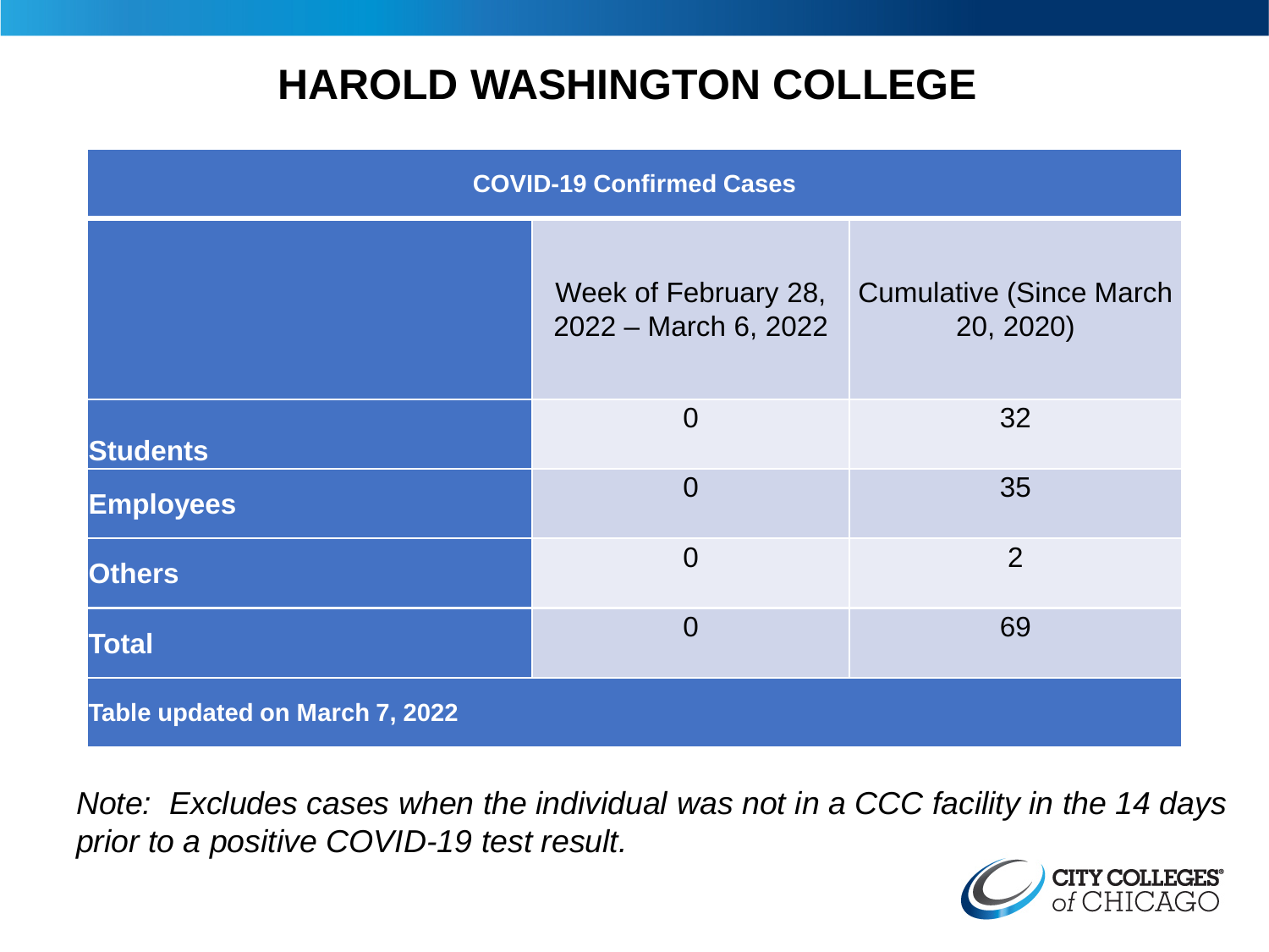# HAROLD WASHINGTON COLLEGE

| COVID-19 Confirmed Cases | | |
|---|---|---|
| | Week of February 28, 2022 – March 6, 2022 | Cumulative (Since March 20, 2020) |
| **Students** | 0 | 32 |
| **Employees** | 0 | 35 |
| **Others** | 0 | 2 |
| **Total** | 0 | 69 |
| **Table updated on March 7, 2022** | | |

*Note: Excludes cases when the individual was not in a CCC facility in the 14 days prior to a positive COVID-19 test result.*

CITY COLLEGES of CHICAGO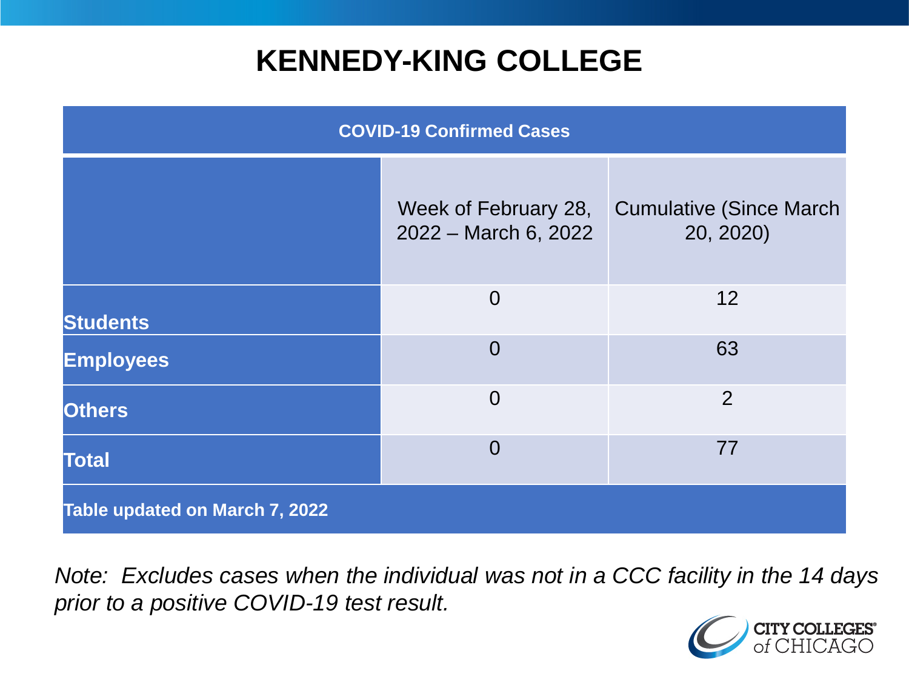# KENNEDY-KING COLLEGE

| COVID-19 Confirmed Cases | | |
|---|---|---|
| | Week of February 28, 2022 – March 6, 2022 | Cumulative (Since March 20, 2020) |
| **Students** | 0 | 12 |
| **Employees** | 0 | 63 |
| **Others** | 0 | 2 |
| **Total** | 0 | 77 |
| **Table updated on March 7, 2022** | | |

*Note: Excludes cases when the individual was not in a CCC facility in the 14 days prior to a positive COVID-19 test result.*

CITY COLLEGES of CHICAGO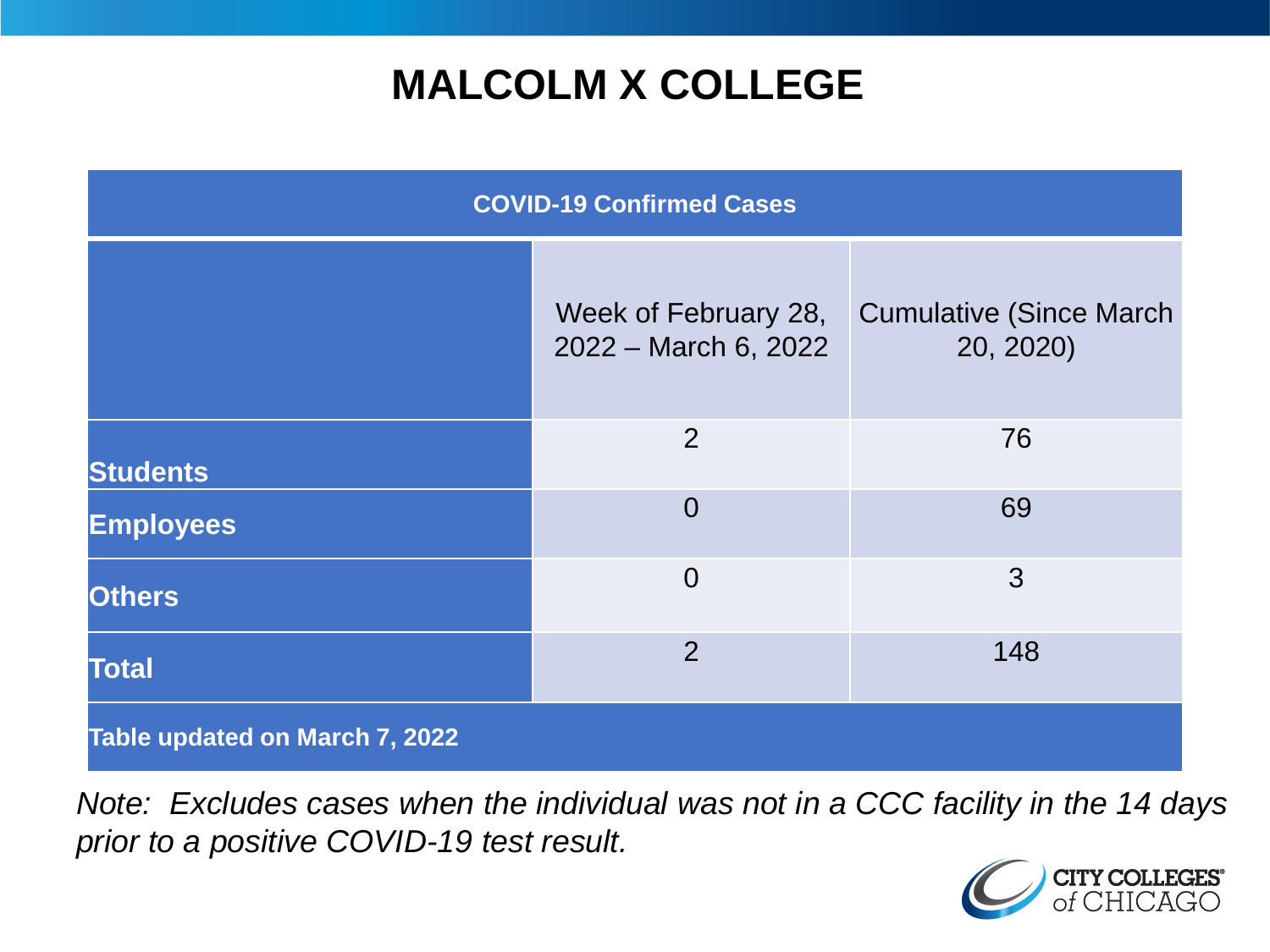# MALCOLM X COLLEGE

| COVID-19 Confirmed Cases | | |
|---|---|---|
| | Week of February 28, 2022 – March 6, 2022 | Cumulative (Since March 20, 2020) |
| **Students** | 2 | 76 |
| **Employees** | 0 | 69 |
| **Others** | 0 | 3 |
| **Total** | 2 | 148 |
| **Table updated on March 7, 2022** | | |

*Note: Excludes cases when the individual was not in a CCC facility in the 14 days prior to a positive COVID-19 test result.*

CITY COLLEGES of CHICAGO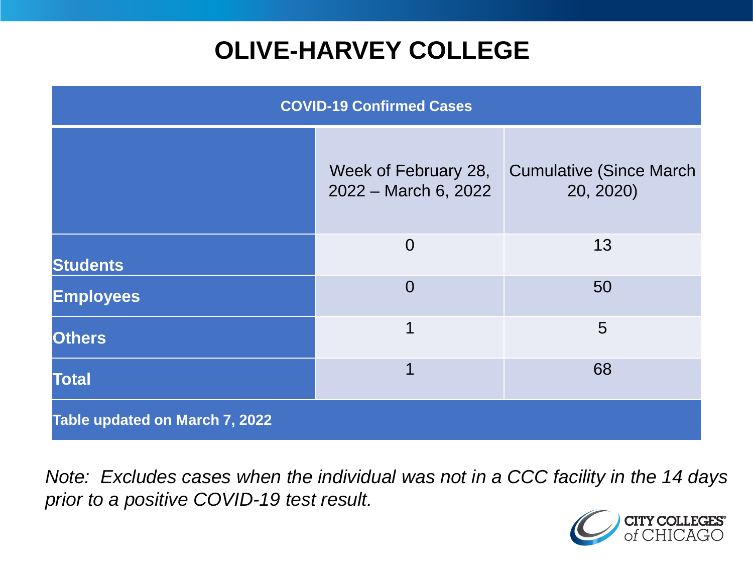# OLIVE-HARVEY COLLEGE

| COVID-19 Confirmed Cases | | |
|---|---|---|
| | Week of February 28, 2022 – March 6, 2022 | Cumulative (Since March 20, 2020) |
| **Students** | 0 | 13 |
| **Employees** | 0 | 50 |
| **Others** | 1 | 5 |
| **Total** | 1 | 68 |
| **Table updated on March 7, 2022** | | |

*Note: Excludes cases when the individual was not in a CCC facility in the 14 days prior to a positive COVID-19 test result.*

CITY COLLEGES of CHICAGO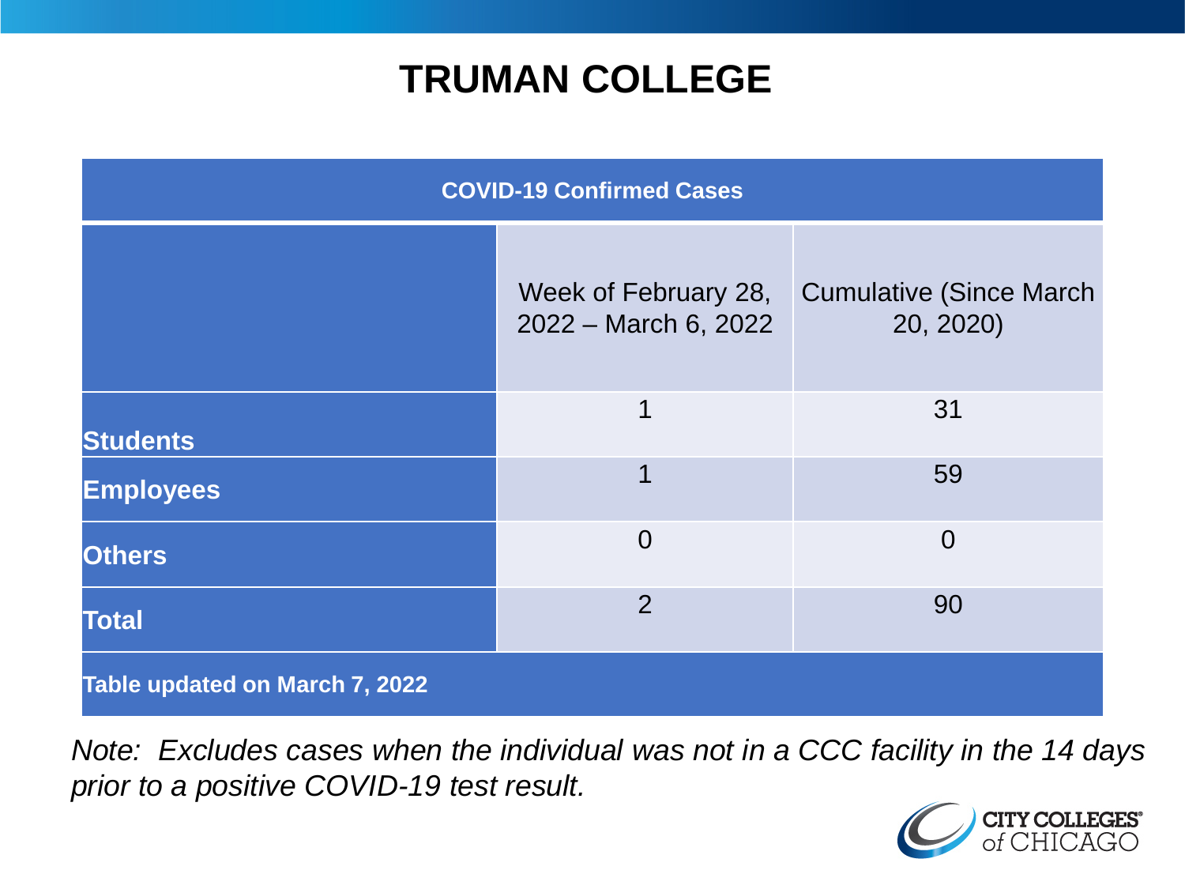# TRUMAN COLLEGE

| COVID-19 Confirmed Cases | | |
|---|---|---|
| | Week of February 28, 2022 – March 6, 2022 | Cumulative (Since March 20, 2020) |
| **Students** | 1 | 31 |
| **Employees** | 1 | 59 |
| **Others** | 0 | 0 |
| **Total** | 2 | 90 |
| **Table updated on March 7, 2022** | | |

*Note: Excludes cases when the individual was not in a CCC facility in the 14 days prior to a positive COVID-19 test result.*

CITY COLLEGES of CHICAGO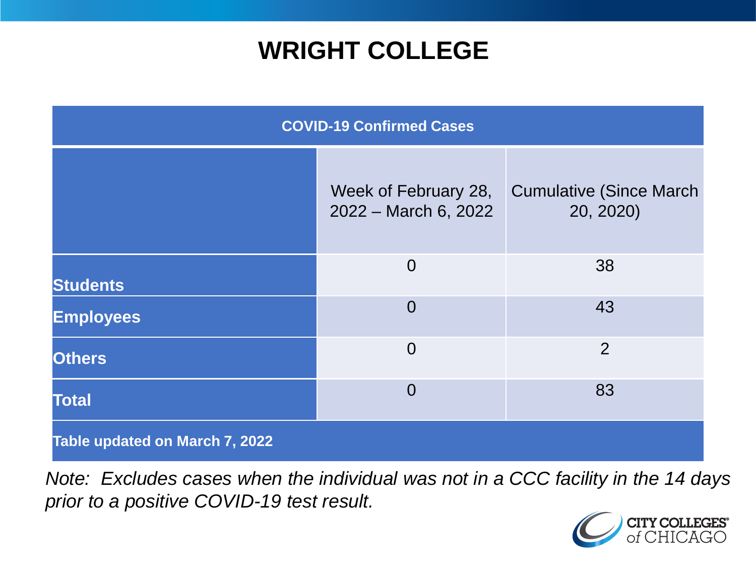# WRIGHT COLLEGE

| COVID-19 Confirmed Cases | | |
|---|---|---|
| | Week of February 28, 2022 – March 6, 2022 | Cumulative (Since March 20, 2020) |
| **Students** | 0 | 38 |
| **Employees** | 0 | 43 |
| **Others** | 0 | 2 |
| **Total** | 0 | 83 |
| **Table updated on March 7, 2022** | | |

*Note: Excludes cases when the individual was not in a CCC facility in the 14 days prior to a positive COVID-19 test result.*

CITY COLLEGES of CHICAGO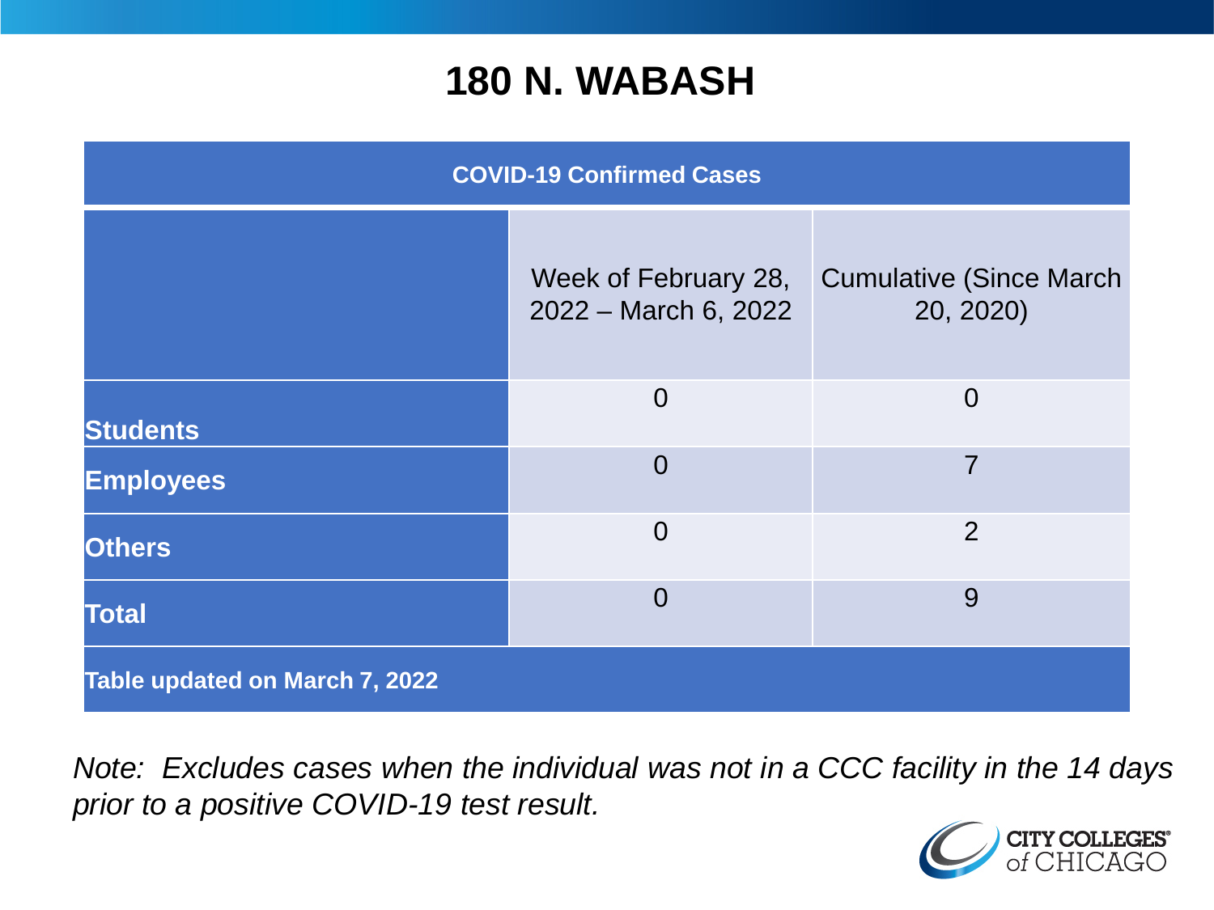# 180 N. WABASH

| COVID-19 Confirmed Cases | | |
|---|---|---|
| | Week of February 28, 2022 – March 6, 2022 | Cumulative (Since March 20, 2020) |
| **Students** | 0 | 0 |
| **Employees** | 0 | 7 |
| **Others** | 0 | 2 |
| **Total** | 0 | 9 |
| **Table updated on March 7, 2022** | | |

*Note: Excludes cases when the individual was not in a CCC facility in the 14 days prior to a positive COVID-19 test result.*

CITY COLLEGES of CHICAGO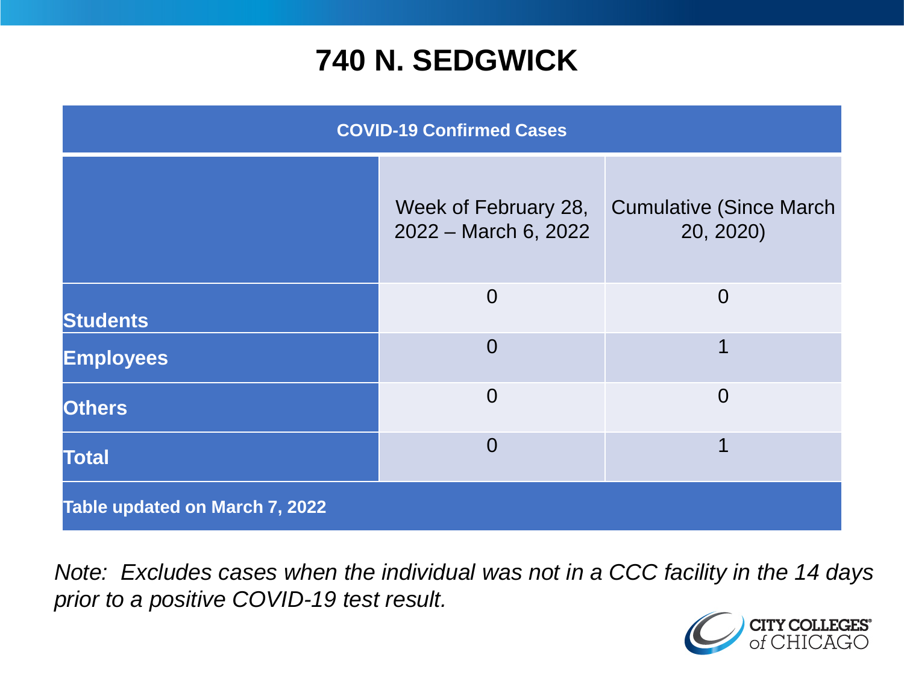# 740 N. SEDGWICK

| COVID-19 Confirmed Cases | | |
|---|---|---|
| | Week of February 28, 2022 – March 6, 2022 | Cumulative (Since March 20, 2020) |
| **Students** | 0 | 0 |
| **Employees** | 0 | 1 |
| **Others** | 0 | 0 |
| **Total** | 0 | 1 |
| **Table updated on March 7, 2022** | | |

*Note: Excludes cases when the individual was not in a CCC facility in the 14 days prior to a positive COVID-19 test result.*

CITY COLLEGES of CHICAGO